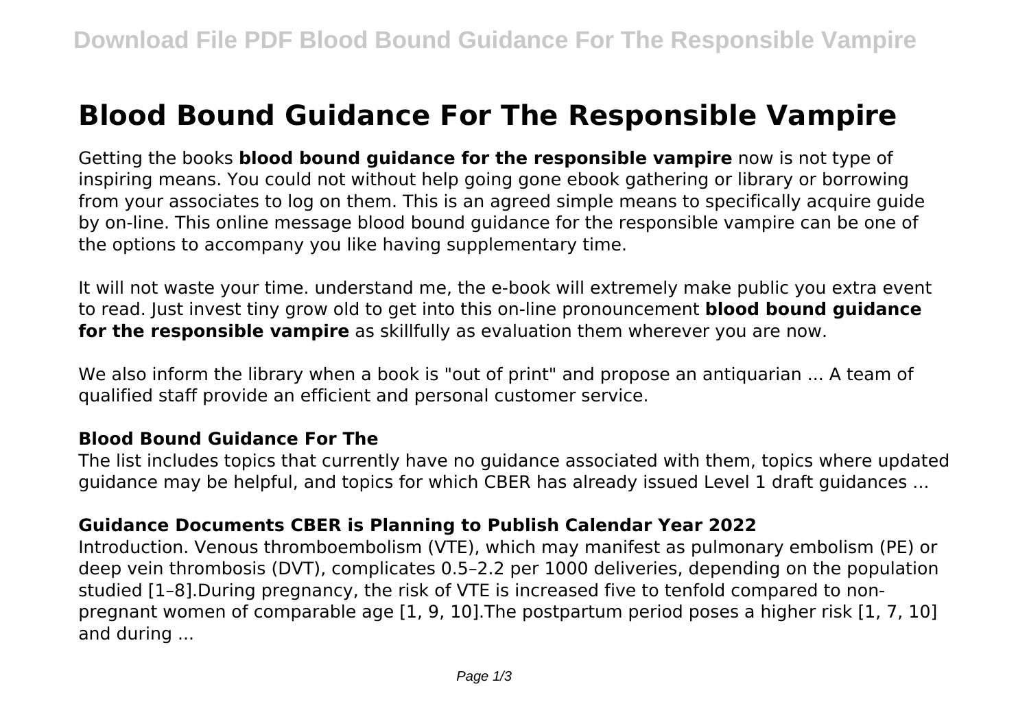# Blood Bound Guidance For The Responsible Vampire

Getting the books **blood bound guidance for the responsible vampire** now is not type of inspiring means. You could not without help going gone ebook gathering or library or borrowing from your associates to log on them. This is an agreed simple means to specifically acquire guide by on-line. This online message blood bound guidance for the responsible vampire can be one of the options to accompany you like having supplementary time.

It will not waste your time. understand me, the e-book will extremely make public you extra event to read. Just invest tiny grow old to get into this on-line pronouncement **blood bound guidance for the responsible vampire** as skillfully as evaluation them wherever you are now.

We also inform the library when a book is "out of print" and propose an antiquarian ... A team of qualified staff provide an efficient and personal customer service.

### Blood Bound Guidance For The

The list includes topics that currently have no guidance associated with them, topics where updated guidance may be helpful, and topics for which CBER has already issued Level 1 draft guidances ...

### Guidance Documents CBER is Planning to Publish Calendar Year 2022

Introduction. Venous thromboembolism (VTE), which may manifest as pulmonary embolism (PE) or deep vein thrombosis (DVT), complicates 0.5–2.2 per 1000 deliveries, depending on the population studied [1–8].During pregnancy, the risk of VTE is increased five to tenfold compared to non-pregnant women of comparable age [1, 9, 10].The postpartum period poses a higher risk [1, 7, 10] and during ...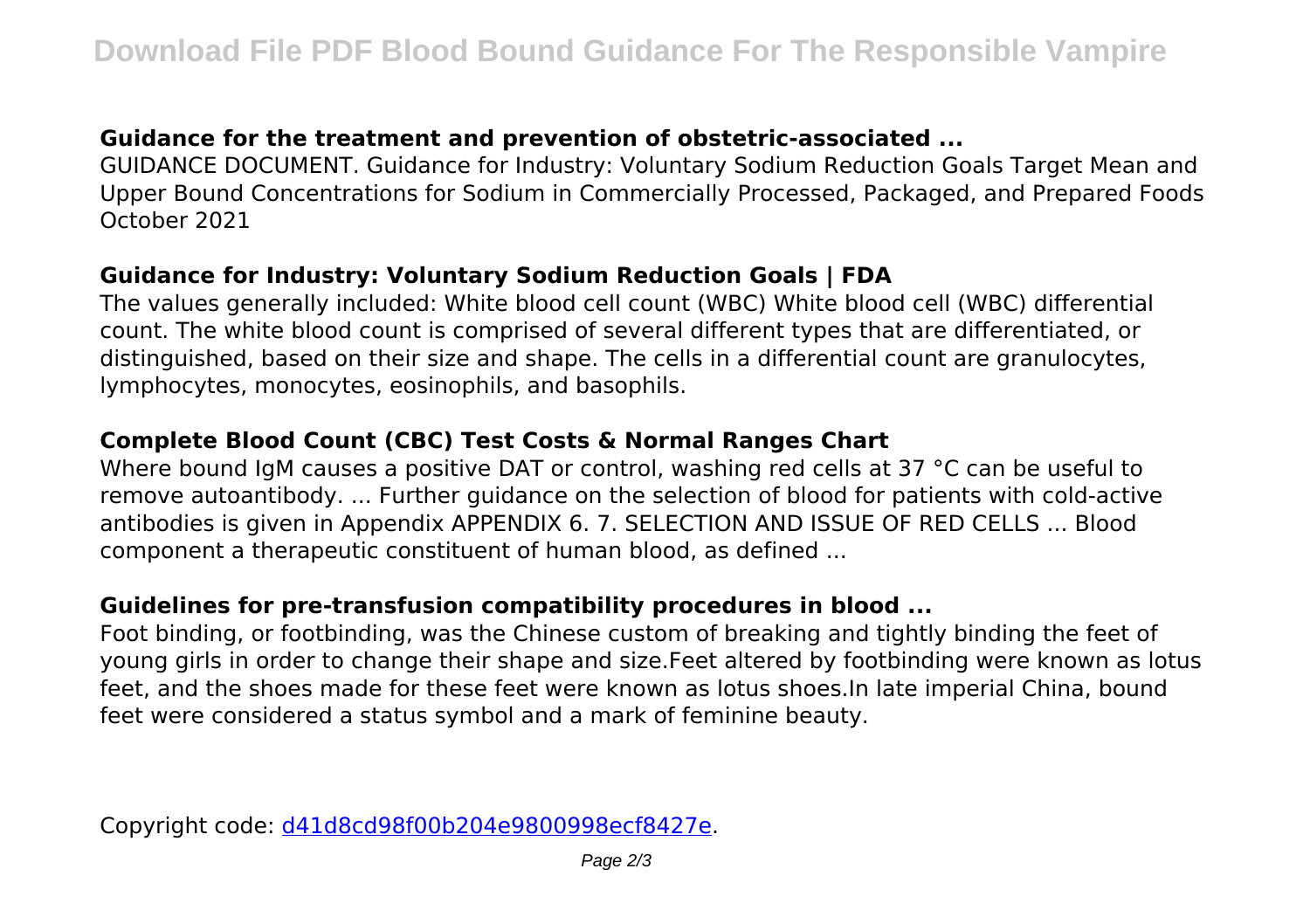### Guidance for the treatment and prevention of obstetric-associated ...

GUIDANCE DOCUMENT. Guidance for Industry: Voluntary Sodium Reduction Goals Target Mean and Upper Bound Concentrations for Sodium in Commercially Processed, Packaged, and Prepared Foods October 2021

### Guidance for Industry: Voluntary Sodium Reduction Goals | FDA

The values generally included: White blood cell count (WBC) White blood cell (WBC) differential count. The white blood count is comprised of several different types that are differentiated, or distinguished, based on their size and shape. The cells in a differential count are granulocytes, lymphocytes, monocytes, eosinophils, and basophils.

### Complete Blood Count (CBC) Test Costs & Normal Ranges Chart

Where bound IgM causes a positive DAT or control, washing red cells at 37 °C can be useful to remove autoantibody. ... Further guidance on the selection of blood for patients with cold-active antibodies is given in Appendix APPENDIX 6. 7. SELECTION AND ISSUE OF RED CELLS ... Blood component a therapeutic constituent of human blood, as defined ...

### Guidelines for pre-transfusion compatibility procedures in blood ...

Foot binding, or footbinding, was the Chinese custom of breaking and tightly binding the feet of young girls in order to change their shape and size.Feet altered by footbinding were known as lotus feet, and the shoes made for these feet were known as lotus shoes.In late imperial China, bound feet were considered a status symbol and a mark of feminine beauty.

Copyright code: d41d8cd98f00b204e9800998ecf8427e.